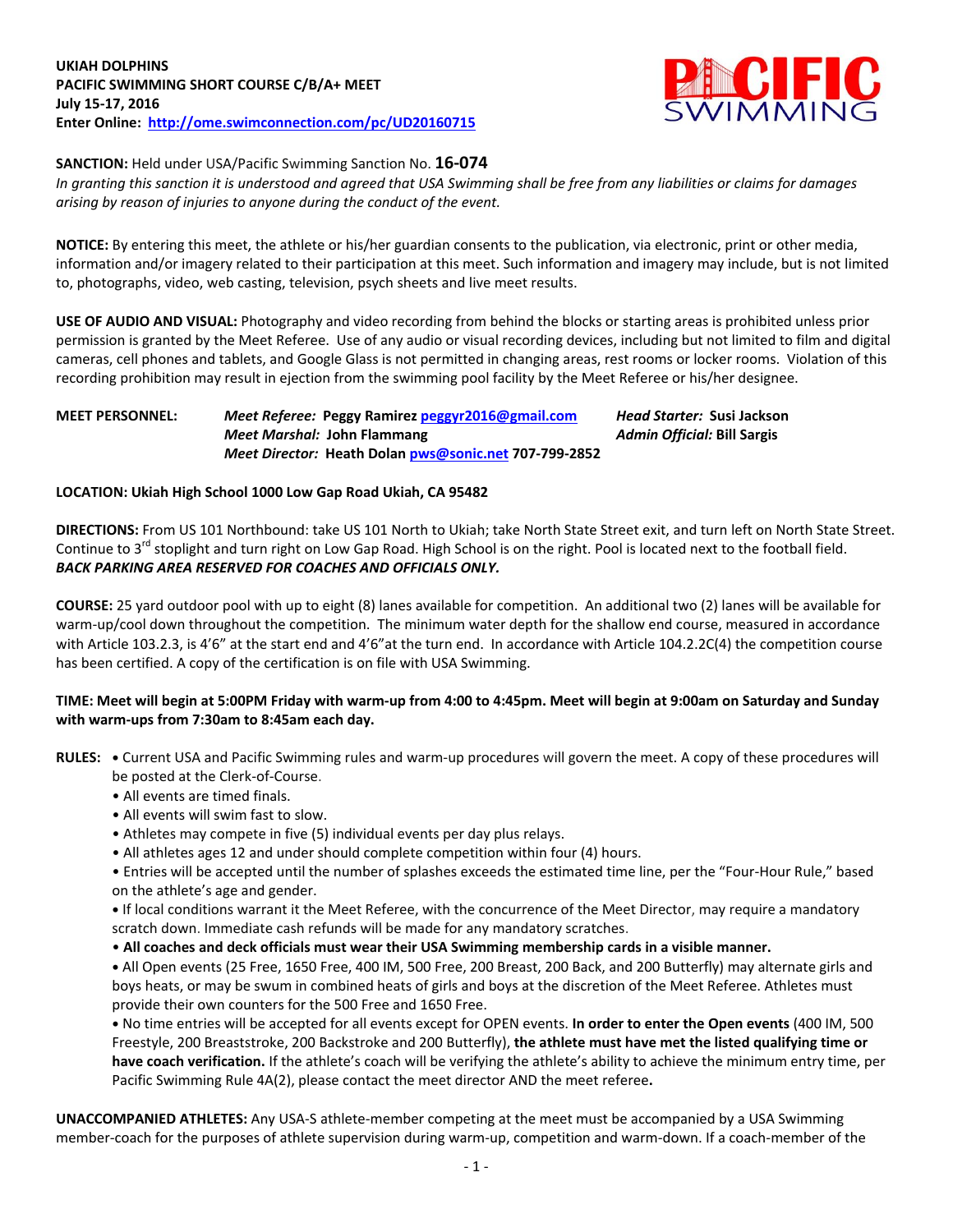**UKIAH DOLPHINS**
**PACIFIC SWIMMING SHORT COURSE C/B/A+ MEET**
**July 15-17, 2016**
**Enter Online: [http://ome.swimconnection.com/pc/UD20160715](http://ome.swimconnection.com/pc/UD20160715)**

**SANCTION:** Held under USA/Pacific Swimming Sanction No. **16-074**
*In granting this sanction it is understood and agreed that USA Swimming shall be free from any liabilities or claims for damages arising by reason of injuries to anyone during the conduct of the event.*

**NOTICE:** By entering this meet, the athlete or his/her guardian consents to the publication, via electronic, print or other media, information and/or imagery related to their participation at this meet. Such information and imagery may include, but is not limited to, photographs, video, web casting, television, psych sheets and live meet results.

**USE OF AUDIO AND VISUAL:** Photography and video recording from behind the blocks or starting areas is prohibited unless prior permission is granted by the Meet Referee. Use of any audio or visual recording devices, including but not limited to film and digital cameras, cell phones and tablets, and Google Glass is not permitted in changing areas, rest rooms or locker rooms. Violation of this recording prohibition may result in ejection from the swimming pool facility by the Meet Referee or his/her designee.

**MEET PERSONNEL:**
*Meet Referee:* **Peggy Ramirez** [peggyr2016@gmail.com](mailto:peggyr2016@gmail.com)
*Head Starter:* **Susi Jackson**
*Meet Marshal:* **John Flammang**
*Admin Official:* **Bill Sargis**
*Meet Director:* **Heath Dolan** [pws@sonic.net](mailto:pws@sonic.net) **707-799-2852**

**LOCATION: Ukiah High School 1000 Low Gap Road Ukiah, CA 95482**

**DIRECTIONS:** From US 101 Northbound: take US 101 North to Ukiah; take North State Street exit, and turn left on North State Street. Continue to 3rd stoplight and turn right on Low Gap Road. High School is on the right. Pool is located next to the football field. ***BACK PARKING AREA RESERVED FOR COACHES AND OFFICIALS ONLY.***

**COURSE:** 25 yard outdoor pool with up to eight (8) lanes available for competition. An additional two (2) lanes will be available for warm-up/cool down throughout the competition. The minimum water depth for the shallow end course, measured in accordance with Article 103.2.3, is 4'6" at the start end and 4'6" at the turn end. In accordance with Article 104.2.2C(4) the competition course has been certified. A copy of the certification is on file with USA Swimming.

**TIME: Meet will begin at 5:00PM Friday with warm-up from 4:00 to 4:45pm. Meet will begin at 9:00am on Saturday and Sunday with warm-ups from 7:30am to 8:45am each day.**

**RULES:**

- Current USA and Pacific Swimming rules and warm-up procedures will govern the meet. A copy of these procedures will be posted at the Clerk-of-Course.
- All events are timed finals.
- All events will swim fast to slow.
- Athletes may compete in five (5) individual events per day plus relays.
- All athletes ages 12 and under should complete competition within four (4) hours.
- Entries will be accepted until the number of splashes exceeds the estimated time line, per the "Four-Hour Rule," based on the athlete's age and gender.
- If local conditions warrant it the Meet Referee, with the concurrence of the Meet Director, may require a mandatory scratch down. Immediate cash refunds will be made for any mandatory scratches.
- **All coaches and deck officials must wear their USA Swimming membership cards in a visible manner.**
- All Open events (25 Free, 1650 Free, 400 IM, 500 Free, 200 Breast, 200 Back, and 200 Butterfly) may alternate girls and boys heats, or may be swum in combined heats of girls and boys at the discretion of the Meet Referee. Athletes must provide their own counters for the 500 Free and 1650 Free.
- No time entries will be accepted for all events except for OPEN events. **In order to enter the Open events** (400 IM, 500 Freestyle, 200 Breaststroke, 200 Backstroke and 200 Butterfly), **the athlete must have met the listed qualifying time or have coach verification.** If the athlete's coach will be verifying the athlete's ability to achieve the minimum entry time, per Pacific Swimming Rule 4A(2), please contact the meet director AND the meet referee**.**

**UNACCOMPANIED ATHLETES:** Any USA-S athlete-member competing at the meet must be accompanied by a USA Swimming member-coach for the purposes of athlete supervision during warm-up, competition and warm-down. If a coach-member of the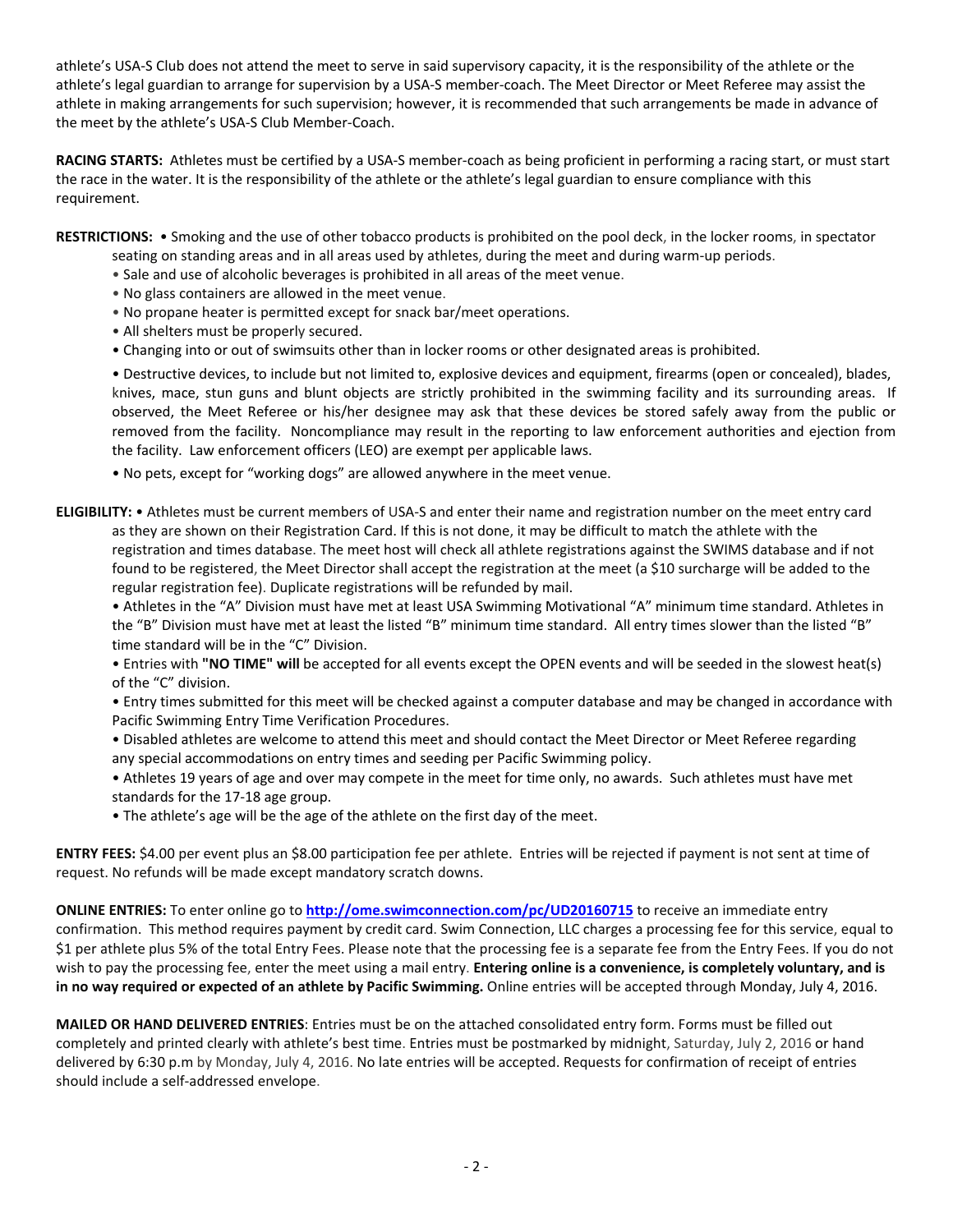athlete's USA-S Club does not attend the meet to serve in said supervisory capacity, it is the responsibility of the athlete or the athlete's legal guardian to arrange for supervision by a USA-S member-coach. The Meet Director or Meet Referee may assist the athlete in making arrangements for such supervision; however, it is recommended that such arrangements be made in advance of the meet by the athlete's USA-S Club Member-Coach.

**RACING STARTS:** Athletes must be certified by a USA-S member-coach as being proficient in performing a racing start, or must start the race in the water. It is the responsibility of the athlete or the athlete's legal guardian to ensure compliance with this requirement.

**RESTRICTIONS:** • Smoking and the use of other tobacco products is prohibited on the pool deck, in the locker rooms, in spectator seating on standing areas and in all areas used by athletes, during the meet and during warm-up periods.

- Sale and use of alcoholic beverages is prohibited in all areas of the meet venue.
- No glass containers are allowed in the meet venue.
- No propane heater is permitted except for snack bar/meet operations.
- All shelters must be properly secured.
- Changing into or out of swimsuits other than in locker rooms or other designated areas is prohibited.
- Destructive devices, to include but not limited to, explosive devices and equipment, firearms (open or concealed), blades, knives, mace, stun guns and blunt objects are strictly prohibited in the swimming facility and its surrounding areas. If observed, the Meet Referee or his/her designee may ask that these devices be stored safely away from the public or removed from the facility. Noncompliance may result in the reporting to law enforcement authorities and ejection from the facility. Law enforcement officers (LEO) are exempt per applicable laws.
- No pets, except for "working dogs" are allowed anywhere in the meet venue.

**ELIGIBILITY:** • Athletes must be current members of USA-S and enter their name and registration number on the meet entry card as they are shown on their Registration Card. If this is not done, it may be difficult to match the athlete with the registration and times database. The meet host will check all athlete registrations against the SWIMS database and if not found to be registered, the Meet Director shall accept the registration at the meet (a $10 surcharge will be added to the regular registration fee). Duplicate registrations will be refunded by mail.

- Athletes in the "A" Division must have met at least USA Swimming Motivational "A" minimum time standard. Athletes in the "B" Division must have met at least the listed "B" minimum time standard. All entry times slower than the listed "B" time standard will be in the "C" Division.
- Entries with **"NO TIME" will** be accepted for all events except the OPEN events and will be seeded in the slowest heat(s) of the "C" division.
- Entry times submitted for this meet will be checked against a computer database and may be changed in accordance with Pacific Swimming Entry Time Verification Procedures.
- Disabled athletes are welcome to attend this meet and should contact the Meet Director or Meet Referee regarding any special accommodations on entry times and seeding per Pacific Swimming policy.
- Athletes 19 years of age and over may compete in the meet for time only, no awards. Such athletes must have met standards for the 17-18 age group.
- The athlete's age will be the age of the athlete on the first day of the meet.

**ENTRY FEES:** $4.00 per event plus an $8.00 participation fee per athlete. Entries will be rejected if payment is not sent at time of request. No refunds will be made except mandatory scratch downs.

**ONLINE ENTRIES:** To enter online go to **http://ome.swimconnection.com/pc/UD20160715** to receive an immediate entry confirmation. This method requires payment by credit card. Swim Connection, LLC charges a processing fee for this service, equal to $1 per athlete plus 5% of the total Entry Fees. Please note that the processing fee is a separate fee from the Entry Fees. If you do not wish to pay the processing fee, enter the meet using a mail entry. **Entering online is a convenience, is completely voluntary, and is in no way required or expected of an athlete by Pacific Swimming.** Online entries will be accepted through Monday, July 4, 2016.

**MAILED OR HAND DELIVERED ENTRIES**: Entries must be on the attached consolidated entry form. Forms must be filled out completely and printed clearly with athlete's best time. Entries must be postmarked by midnight, Saturday, July 2, 2016 or hand delivered by 6:30 p.m by Monday, July 4, 2016. No late entries will be accepted. Requests for confirmation of receipt of entries should include a self-addressed envelope.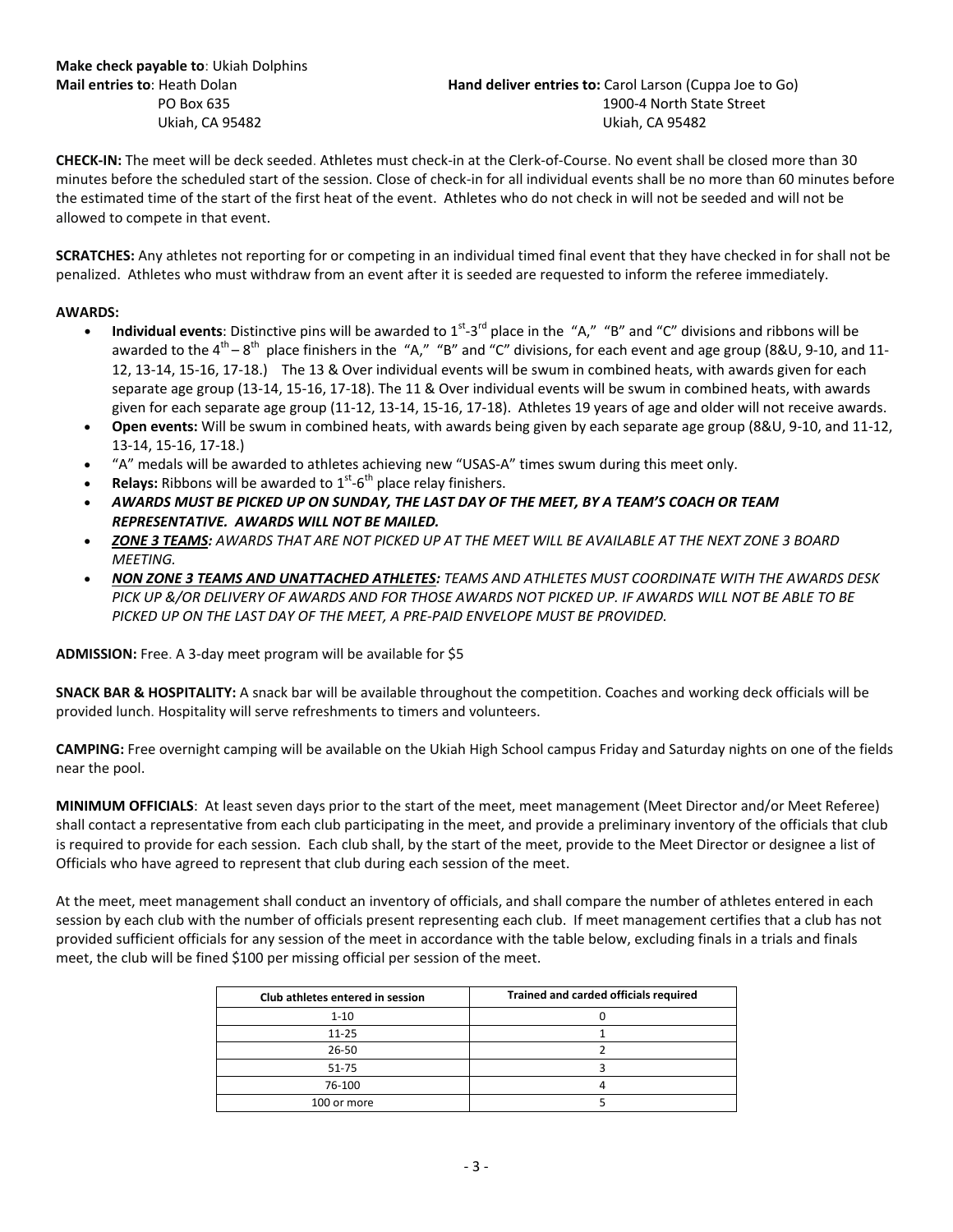**Make check payable to**: Ukiah Dolphins
**Mail entries to**: Heath Dolan
PO Box 635
Ukiah, CA 95482

**Hand deliver entries to:** Carol Larson (Cuppa Joe to Go)
1900-4 North State Street
Ukiah, CA 95482

**CHECK-IN:** The meet will be deck seeded. Athletes must check-in at the Clerk-of-Course. No event shall be closed more than 30 minutes before the scheduled start of the session. Close of check-in for all individual events shall be no more than 60 minutes before the estimated time of the start of the first heat of the event. Athletes who do not check in will not be seeded and will not be allowed to compete in that event.

**SCRATCHES:** Any athletes not reporting for or competing in an individual timed final event that they have checked in for shall not be penalized. Athletes who must withdraw from an event after it is seeded are requested to inform the referee immediately.

**AWARDS:**

- **Individual events**: Distinctive pins will be awarded to 1st-3rd place in the "A," "B" and "C" divisions and ribbons will be awarded to the 4th – 8th place finishers in the "A," "B" and "C" divisions, for each event and age group (8&U, 9-10, and 11-12, 13-14, 15-16, 17-18.) The 13 & Over individual events will be swum in combined heats, with awards given for each separate age group (13-14, 15-16, 17-18). The 11 & Over individual events will be swum in combined heats, with awards given for each separate age group (11-12, 13-14, 15-16, 17-18). Athletes 19 years of age and older will not receive awards.
- **Open events:** Will be swum in combined heats, with awards being given by each separate age group (8&U, 9-10, and 11-12, 13-14, 15-16, 17-18.)
- "A" medals will be awarded to athletes achieving new "USAS-A" times swum during this meet only.
- **Relays:** Ribbons will be awarded to 1st-6th place relay finishers.
- ***AWARDS MUST BE PICKED UP ON SUNDAY, THE LAST DAY OF THE MEET, BY A TEAM'S COACH OR TEAM REPRESENTATIVE. AWARDS WILL NOT BE MAILED.***
- ***ZONE 3 TEAMS:*** *AWARDS THAT ARE NOT PICKED UP AT THE MEET WILL BE AVAILABLE AT THE NEXT ZONE 3 BOARD MEETING.*
- ***NON ZONE 3 TEAMS AND UNATTACHED ATHLETES:*** *TEAMS AND ATHLETES MUST COORDINATE WITH THE AWARDS DESK PICK UP &/OR DELIVERY OF AWARDS AND FOR THOSE AWARDS NOT PICKED UP. IF AWARDS WILL NOT BE ABLE TO BE PICKED UP ON THE LAST DAY OF THE MEET, A PRE-PAID ENVELOPE MUST BE PROVIDED.*

**ADMISSION:** Free. A 3-day meet program will be available for $5

**SNACK BAR & HOSPITALITY:** A snack bar will be available throughout the competition. Coaches and working deck officials will be provided lunch. Hospitality will serve refreshments to timers and volunteers.

**CAMPING:** Free overnight camping will be available on the Ukiah High School campus Friday and Saturday nights on one of the fields near the pool.

**MINIMUM OFFICIALS**: At least seven days prior to the start of the meet, meet management (Meet Director and/or Meet Referee) shall contact a representative from each club participating in the meet, and provide a preliminary inventory of the officials that club is required to provide for each session. Each club shall, by the start of the meet, provide to the Meet Director or designee a list of Officials who have agreed to represent that club during each session of the meet.

At the meet, meet management shall conduct an inventory of officials, and shall compare the number of athletes entered in each session by each club with the number of officials present representing each club. If meet management certifies that a club has not provided sufficient officials for any session of the meet in accordance with the table below, excluding finals in a trials and finals meet, the club will be fined $100 per missing official per session of the meet.

| Club athletes entered in session | Trained and carded officials required |
|---|---|
| 1-10 | 0 |
| 11-25 | 1 |
| 26-50 | 2 |
| 51-75 | 3 |
| 76-100 | 4 |
| 100 or more | 5 |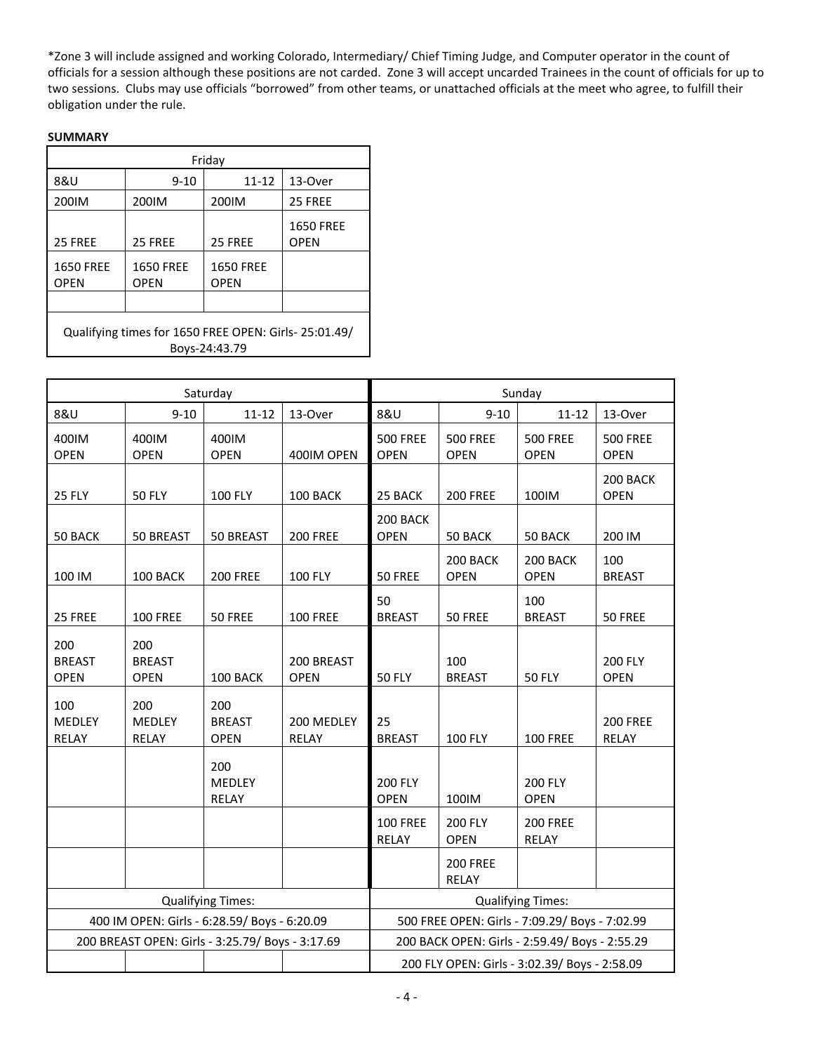*Zone 3 will include assigned and working Colorado, Intermediary/ Chief Timing Judge, and Computer operator in the count of officials for a session although these positions are not carded. Zone 3 will accept uncarded Trainees in the count of officials for up to two sessions. Clubs may use officials "borrowed" from other teams, or unattached officials at the meet who agree, to fulfill their obligation under the rule.

**SUMMARY**

| Friday | | | |
|---|---|---|---|
| 8&U | 9-10 | 11-12 | 13-Over |
| 200IM | 200IM | 200IM | 25 FREE |
| 25 FREE | 25 FREE | 25 FREE | 1650 FREE OPEN |
| 1650 FREE OPEN | 1650 FREE OPEN | 1650 FREE OPEN | |
| | | | |
| Qualifying times for 1650 FREE OPEN: Girls- 25:01.49/ Boys-24:43.79 | | | |

| Saturday | | | | Sunday | | | |
|---|---|---|---|---|---|---|---|
| 8&U | 9-10 | 11-12 | 13-Over | 8&U | 9-10 | 11-12 | 13-Over |
| 400IM OPEN | 400IM OPEN | 400IM OPEN | 400IM OPEN | 500 FREE OPEN | 500 FREE OPEN | 500 FREE OPEN | 500 FREE OPEN |
| 25 FLY | 50 FLY | 100 FLY | 100 BACK | 25 BACK | 200 FREE | 100IM | 200 BACK OPEN |
| 50 BACK | 50 BREAST | 50 BREAST | 200 FREE | 200 BACK OPEN | 50 BACK | 50 BACK | 200 IM |
| 100 IM | 100 BACK | 200 FREE | 100 FLY | 50 FREE | 200 BACK OPEN | 200 BACK OPEN | 100 BREAST |
| 25 FREE | 100 FREE | 50 FREE | 100 FREE | 50 BREAST | 50 FREE | 100 BREAST | 50 FREE |
| 200 BREAST OPEN | 200 BREAST OPEN | 100 BACK | 200 BREAST OPEN | 50 FLY | 100 BREAST | 50 FLY | 200 FLY OPEN |
| 100 MEDLEY RELAY | 200 MEDLEY RELAY | 200 BREAST OPEN | 200 MEDLEY RELAY | 25 BREAST | 100 FLY | 100 FREE | 200 FREE RELAY |
| | | 200 MEDLEY RELAY | | 200 FLY OPEN | 100IM | 200 FLY OPEN | |
| | | | | 100 FREE RELAY | 200 FLY OPEN | 200 FREE RELAY | |
| | | | | | 200 FREE RELAY | | |
| Qualifying Times: | | | | Qualifying Times: | | | |
| 400 IM OPEN: Girls - 6:28.59/ Boys - 6:20.09 | | | | 500 FREE OPEN: Girls - 7:09.29/ Boys - 7:02.99 | | | |
| 200 BREAST OPEN: Girls - 3:25.79/ Boys - 3:17.69 | | | | 200 BACK OPEN: Girls - 2:59.49/ Boys - 2:55.29 | | | |
| | | | | 200 FLY OPEN: Girls - 3:02.39/ Boys - 2:58.09 | | | |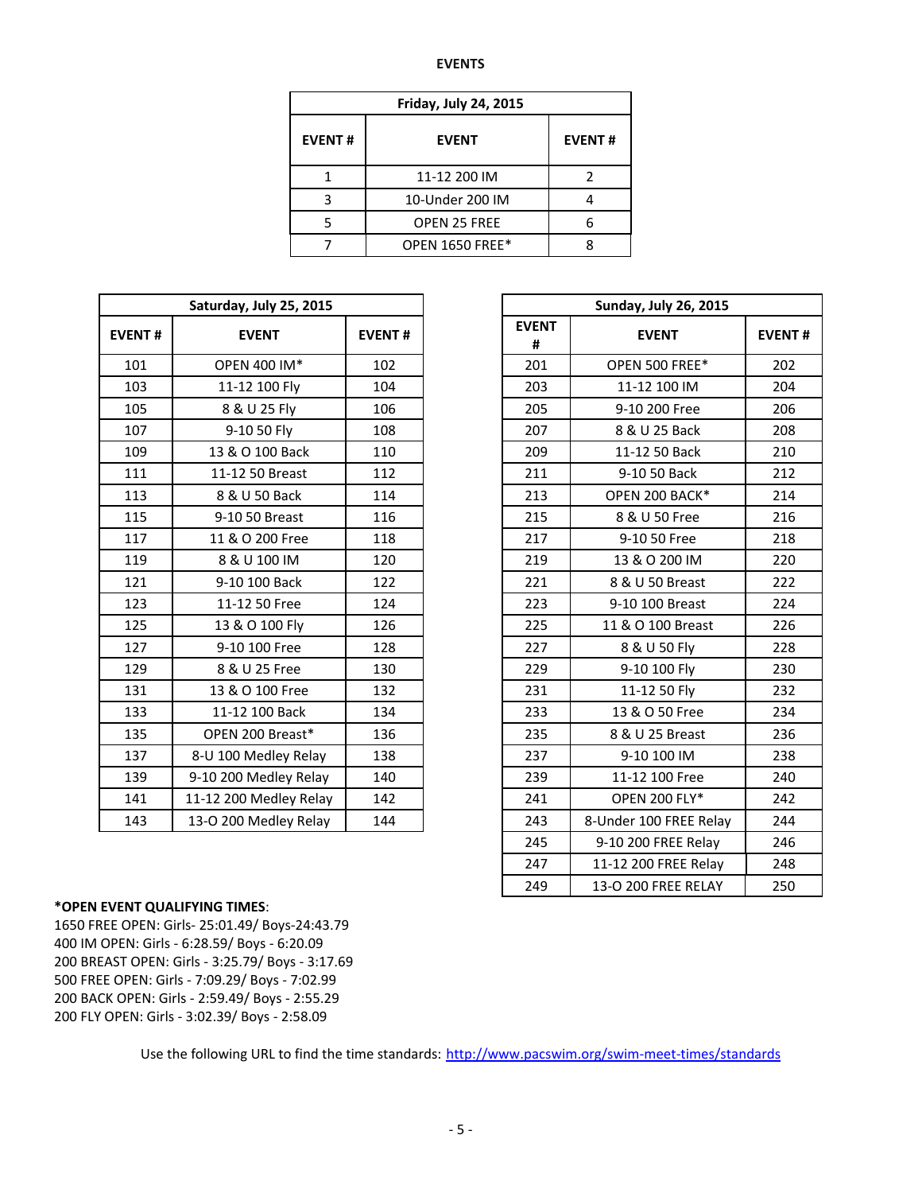# EVENTS

| Friday, July 24, 2015 | | |
|---|---|---|
| **EVENT #** | **EVENT** | **EVENT #** |
| 1 | 11-12 200 IM | 2 |
| 3 | 10-Under 200 IM | 4 |
| 5 | OPEN 25 FREE | 6 |
| 7 | OPEN 1650 FREE* | 8 |

| Saturday, July 25, 2015 | | |
|---|---|---|
| **EVENT #** | **EVENT** | **EVENT #** |
| 101 | OPEN 400 IM* | 102 |
| 103 | 11-12 100 Fly | 104 |
| 105 | 8 & U 25 Fly | 106 |
| 107 | 9-10 50 Fly | 108 |
| 109 | 13 & O 100 Back | 110 |
| 111 | 11-12 50 Breast | 112 |
| 113 | 8 & U 50 Back | 114 |
| 115 | 9-10 50 Breast | 116 |
| 117 | 11 & O 200 Free | 118 |
| 119 | 8 & U 100 IM | 120 |
| 121 | 9-10 100 Back | 122 |
| 123 | 11-12 50 Free | 124 |
| 125 | 13 & O 100 Fly | 126 |
| 127 | 9-10 100 Free | 128 |
| 129 | 8 & U 25 Free | 130 |
| 131 | 13 & O 100 Free | 132 |
| 133 | 11-12 100 Back | 134 |
| 135 | OPEN 200 Breast* | 136 |
| 137 | 8-U 100 Medley Relay | 138 |
| 139 | 9-10 200 Medley Relay | 140 |
| 141 | 11-12 200 Medley Relay | 142 |
| 143 | 13-O 200 Medley Relay | 144 |

| Sunday, July 26, 2015 | | |
|---|---|---|
| **EVENT #** | **EVENT** | **EVENT #** |
| 201 | OPEN 500 FREE* | 202 |
| 203 | 11-12 100 IM | 204 |
| 205 | 9-10 200 Free | 206 |
| 207 | 8 & U 25 Back | 208 |
| 209 | 11-12 50 Back | 210 |
| 211 | 9-10 50 Back | 212 |
| 213 | OPEN 200 BACK* | 214 |
| 215 | 8 & U 50 Free | 216 |
| 217 | 9-10 50 Free | 218 |
| 219 | 13 & O 200 IM | 220 |
| 221 | 8 & U 50 Breast | 222 |
| 223 | 9-10 100 Breast | 224 |
| 225 | 11 & O 100 Breast | 226 |
| 227 | 8 & U 50 Fly | 228 |
| 229 | 9-10 100 Fly | 230 |
| 231 | 11-12 50 Fly | 232 |
| 233 | 13 & O 50 Free | 234 |
| 235 | 8 & U 25 Breast | 236 |
| 237 | 9-10 100 IM | 238 |
| 239 | 11-12 100 Free | 240 |
| 241 | OPEN 200 FLY* | 242 |
| 243 | 8-Under 100 FREE Relay | 244 |
| 245 | 9-10 200 FREE Relay | 246 |
| 247 | 11-12 200 FREE Relay | 248 |
| 249 | 13-O 200 FREE RELAY | 250 |

**\*OPEN EVENT QUALIFYING TIMES**:
1650 FREE OPEN: Girls- 25:01.49/ Boys-24:43.79
400 IM OPEN: Girls - 6:28.59/ Boys - 6:20.09
200 BREAST OPEN: Girls - 3:25.79/ Boys - 3:17.69
500 FREE OPEN: Girls - 7:09.29/ Boys - 7:02.99
200 BACK OPEN: Girls - 2:59.49/ Boys - 2:55.29
200 FLY OPEN: Girls - 3:02.39/ Boys - 2:58.09

Use the following URL to find the time standards: http://www.pacswim.org/swim-meet-times/standards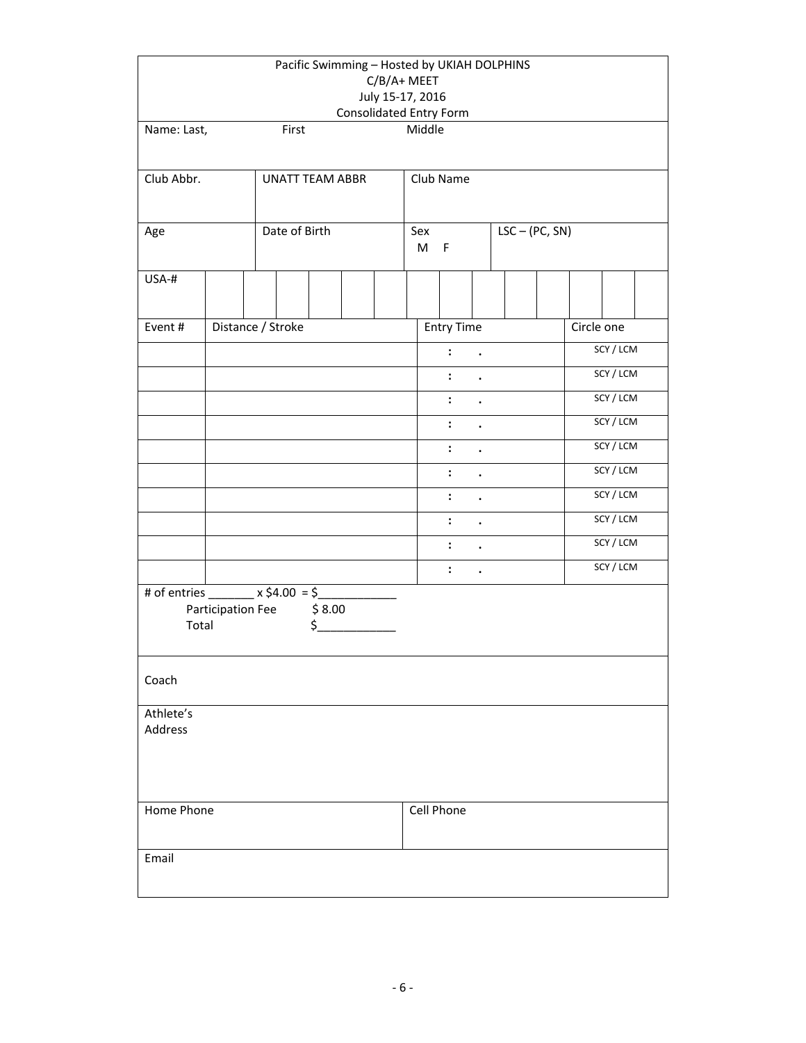Pacific Swimming – Hosted by UKIAH DOLPHINS
C/B/A+ MEET
July 15-17, 2016
Consolidated Entry Form

| | | | |
|---|---|---|---|
| Name: Last, | First | Middle | |
| Club Abbr. | UNATT TEAM ABBR | Club Name | |
| Age | Date of Birth | Sex M F | LSC – (PC, SN) |

| USA-# | | | | | | | | | | | | | | |
|---|---|---|---|---|---|---|---|---|---|---|---|---|---|---|
| | | | | | | | | | | | | | | |

| Event # | Distance / Stroke | Entry Time | Circle one |
|---|---|---|---|
| | | : . | SCY / LCM |
| | | : . | SCY / LCM |
| | | : . | SCY / LCM |
| | | : . | SCY / LCM |
| | | : . | SCY / LCM |
| | | : . | SCY / LCM |
| | | : . | SCY / LCM |
| | | : . | SCY / LCM |
| | | : . | SCY / LCM |
| | | : . | SCY / LCM |

# of entries _______ x $4.00 = $____________
Participation Fee $ 8.00
Total $____________

Coach

Athlete's Address

| | |
|---|---|
| Home Phone | Cell Phone |

Email